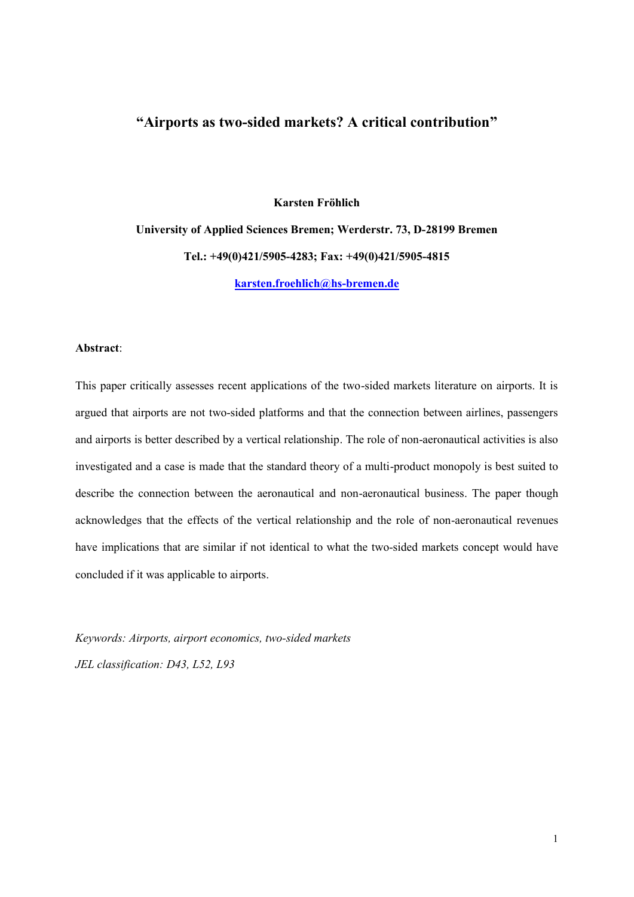# "Airports as two-sided markets? A critical contribution"

**Karsten Fröhlich**

**University of Applied Sciences Bremen; Werderstr. 73, D-28199 Bremen**

**Tel.: +49(0)421/5905-4283; Fax: +49(0)421/5905-4815**

**karsten.froehlich@hs-bremen.de**

**Abstract**:

This paper critically assesses recent applications of the two-sided markets literature on airports. It is argued that airports are not two-sided platforms and that the connection between airlines, passengers and airports is better described by a vertical relationship. The role of non-aeronautical activities is also investigated and a case is made that the standard theory of a multi-product monopoly is best suited to describe the connection between the aeronautical and non-aeronautical business. The paper though acknowledges that the effects of the vertical relationship and the role of non-aeronautical revenues have implications that are similar if not identical to what the two-sided markets concept would have concluded if it was applicable to airports.

*Keywords: Airports, airport economics, two-sided markets*

*JEL classification: D43, L52, L93*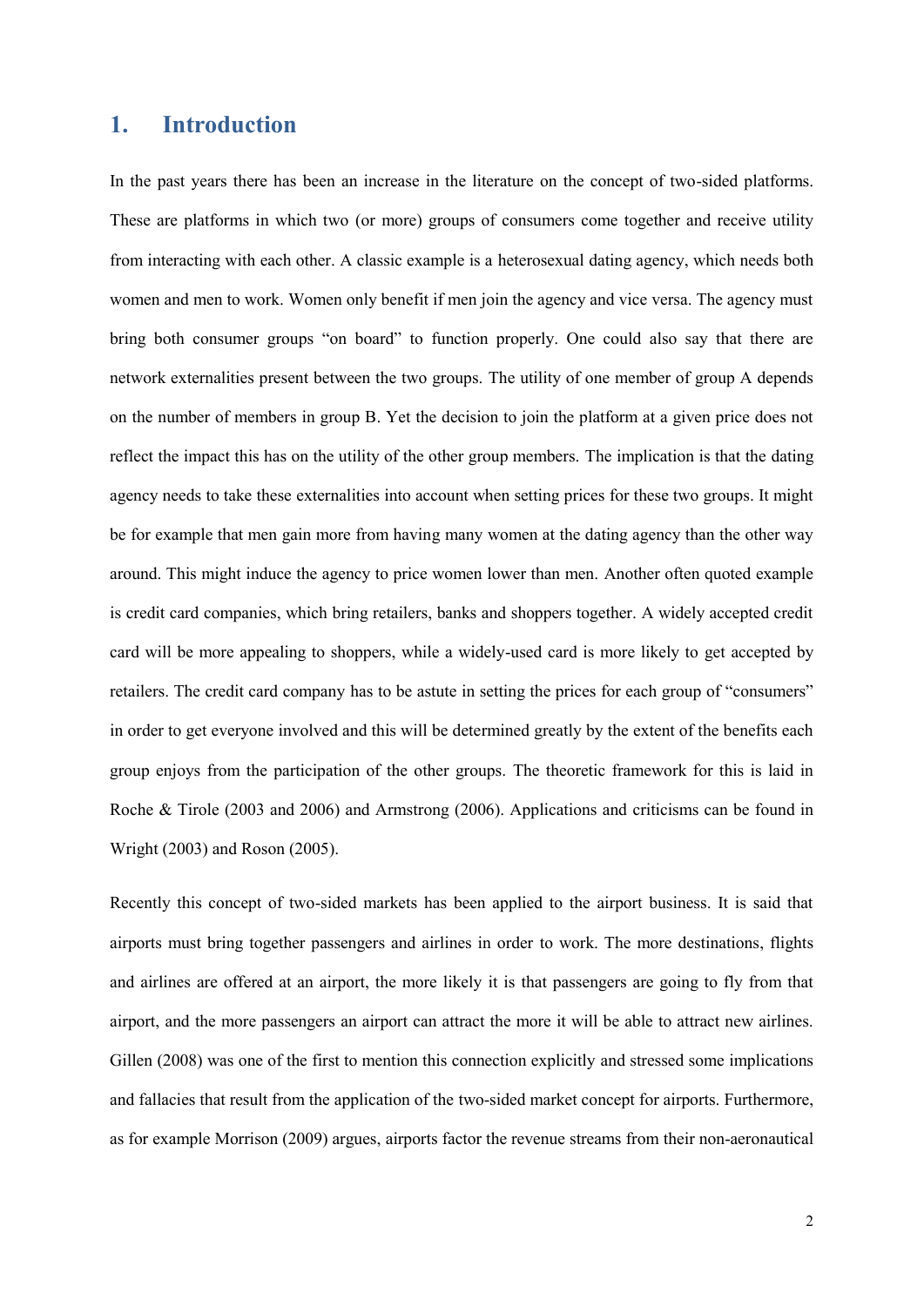# 1. Introduction

In the past years there has been an increase in the literature on the concept of two-sided platforms. These are platforms in which two (or more) groups of consumers come together and receive utility from interacting with each other. A classic example is a heterosexual dating agency, which needs both women and men to work. Women only benefit if men join the agency and vice versa. The agency must bring both consumer groups "on board" to function properly. One could also say that there are network externalities present between the two groups. The utility of one member of group A depends on the number of members in group B. Yet the decision to join the platform at a given price does not reflect the impact this has on the utility of the other group members. The implication is that the dating agency needs to take these externalities into account when setting prices for these two groups. It might be for example that men gain more from having many women at the dating agency than the other way around. This might induce the agency to price women lower than men. Another often quoted example is credit card companies, which bring retailers, banks and shoppers together. A widely accepted credit card will be more appealing to shoppers, while a widely-used card is more likely to get accepted by retailers. The credit card company has to be astute in setting the prices for each group of "consumers" in order to get everyone involved and this will be determined greatly by the extent of the benefits each group enjoys from the participation of the other groups. The theoretic framework for this is laid in Roche & Tirole (2003 and 2006) and Armstrong (2006). Applications and criticisms can be found in Wright (2003) and Roson (2005).

Recently this concept of two-sided markets has been applied to the airport business. It is said that airports must bring together passengers and airlines in order to work. The more destinations, flights and airlines are offered at an airport, the more likely it is that passengers are going to fly from that airport, and the more passengers an airport can attract the more it will be able to attract new airlines. Gillen (2008) was one of the first to mention this connection explicitly and stressed some implications and fallacies that result from the application of the two-sided market concept for airports. Furthermore, as for example Morrison (2009) argues, airports factor the revenue streams from their non-aeronautical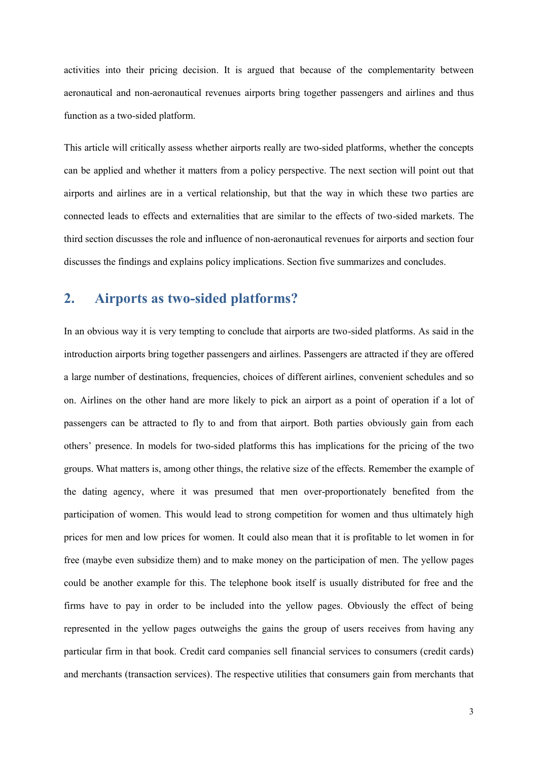activities into their pricing decision. It is argued that because of the complementarity between aeronautical and non-aeronautical revenues airports bring together passengers and airlines and thus function as a two-sided platform.

This article will critically assess whether airports really are two-sided platforms, whether the concepts can be applied and whether it matters from a policy perspective. The next section will point out that airports and airlines are in a vertical relationship, but that the way in which these two parties are connected leads to effects and externalities that are similar to the effects of two-sided markets. The third section discusses the role and influence of non-aeronautical revenues for airports and section four discusses the findings and explains policy implications. Section five summarizes and concludes.

## 2. Airports as two-sided platforms?

In an obvious way it is very tempting to conclude that airports are two-sided platforms. As said in the introduction airports bring together passengers and airlines. Passengers are attracted if they are offered a large number of destinations, frequencies, choices of different airlines, convenient schedules and so on. Airlines on the other hand are more likely to pick an airport as a point of operation if a lot of passengers can be attracted to fly to and from that airport. Both parties obviously gain from each others' presence. In models for two-sided platforms this has implications for the pricing of the two groups. What matters is, among other things, the relative size of the effects. Remember the example of the dating agency, where it was presumed that men over-proportionately benefited from the participation of women. This would lead to strong competition for women and thus ultimately high prices for men and low prices for women. It could also mean that it is profitable to let women in for free (maybe even subsidize them) and to make money on the participation of men. The yellow pages could be another example for this. The telephone book itself is usually distributed for free and the firms have to pay in order to be included into the yellow pages. Obviously the effect of being represented in the yellow pages outweighs the gains the group of users receives from having any particular firm in that book. Credit card companies sell financial services to consumers (credit cards) and merchants (transaction services). The respective utilities that consumers gain from merchants that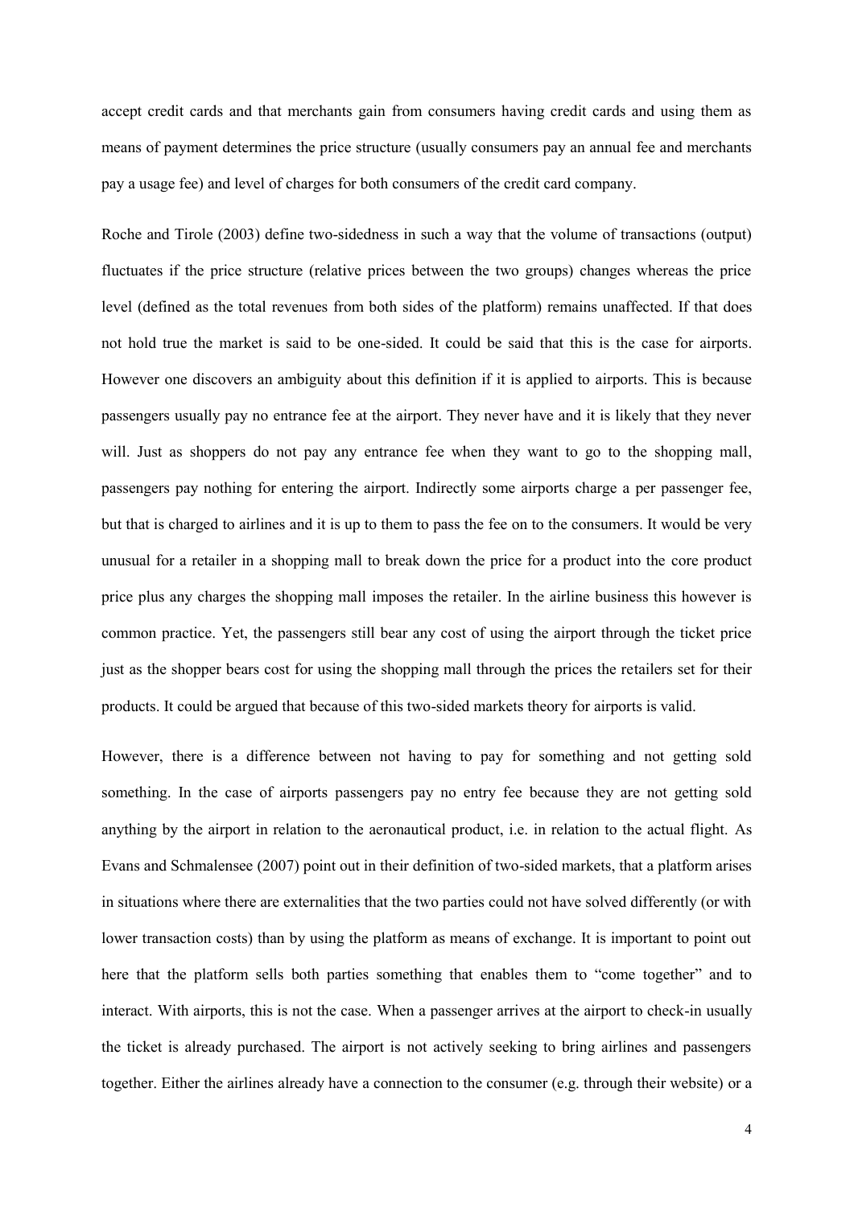accept credit cards and that merchants gain from consumers having credit cards and using them as means of payment determines the price structure (usually consumers pay an annual fee and merchants pay a usage fee) and level of charges for both consumers of the credit card company.

Roche and Tirole (2003) define two-sidedness in such a way that the volume of transactions (output) fluctuates if the price structure (relative prices between the two groups) changes whereas the price level (defined as the total revenues from both sides of the platform) remains unaffected. If that does not hold true the market is said to be one-sided. It could be said that this is the case for airports. However one discovers an ambiguity about this definition if it is applied to airports. This is because passengers usually pay no entrance fee at the airport. They never have and it is likely that they never will. Just as shoppers do not pay any entrance fee when they want to go to the shopping mall, passengers pay nothing for entering the airport. Indirectly some airports charge a per passenger fee, but that is charged to airlines and it is up to them to pass the fee on to the consumers. It would be very unusual for a retailer in a shopping mall to break down the price for a product into the core product price plus any charges the shopping mall imposes the retailer. In the airline business this however is common practice. Yet, the passengers still bear any cost of using the airport through the ticket price just as the shopper bears cost for using the shopping mall through the prices the retailers set for their products. It could be argued that because of this two-sided markets theory for airports is valid.

However, there is a difference between not having to pay for something and not getting sold something. In the case of airports passengers pay no entry fee because they are not getting sold anything by the airport in relation to the aeronautical product, i.e. in relation to the actual flight. As Evans and Schmalensee (2007) point out in their definition of two-sided markets, that a platform arises in situations where there are externalities that the two parties could not have solved differently (or with lower transaction costs) than by using the platform as means of exchange. It is important to point out here that the platform sells both parties something that enables them to "come together" and to interact. With airports, this is not the case. When a passenger arrives at the airport to check-in usually the ticket is already purchased. The airport is not actively seeking to bring airlines and passengers together. Either the airlines already have a connection to the consumer (e.g. through their website) or a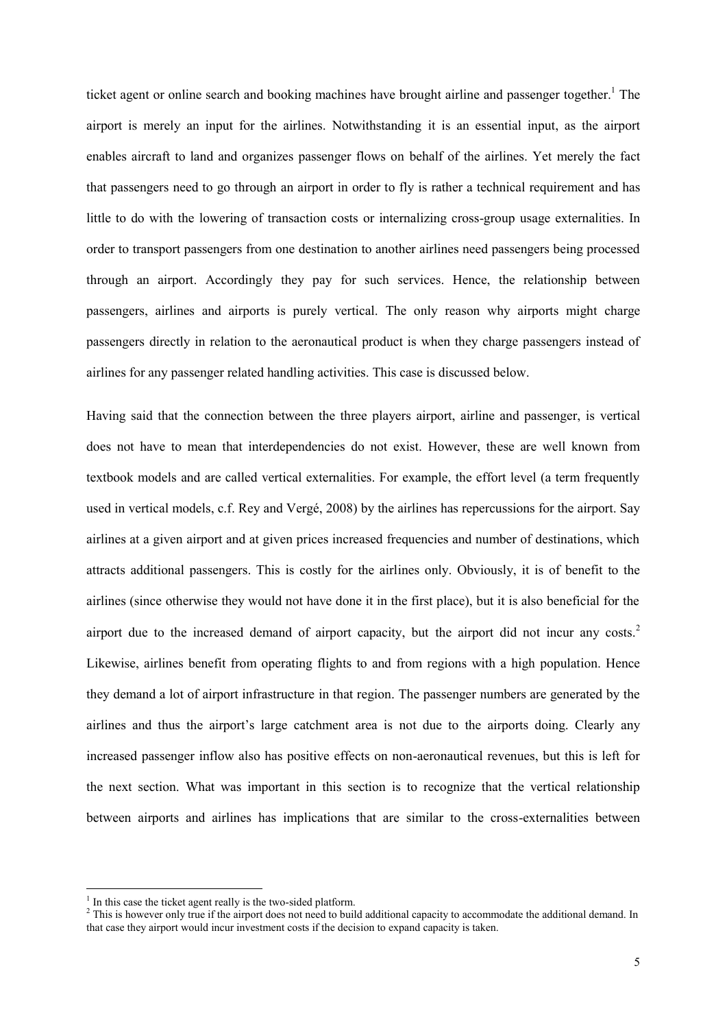ticket agent or online search and booking machines have brought airline and passenger together.[1] The airport is merely an input for the airlines. Notwithstanding it is an essential input, as the airport enables aircraft to land and organizes passenger flows on behalf of the airlines. Yet merely the fact that passengers need to go through an airport in order to fly is rather a technical requirement and has little to do with the lowering of transaction costs or internalizing cross-group usage externalities. In order to transport passengers from one destination to another airlines need passengers being processed through an airport. Accordingly they pay for such services. Hence, the relationship between passengers, airlines and airports is purely vertical. The only reason why airports might charge passengers directly in relation to the aeronautical product is when they charge passengers instead of airlines for any passenger related handling activities. This case is discussed below.

Having said that the connection between the three players airport, airline and passenger, is vertical does not have to mean that interdependencies do not exist. However, these are well known from textbook models and are called vertical externalities. For example, the effort level (a term frequently used in vertical models, c.f. Rey and Vergé, 2008) by the airlines has repercussions for the airport. Say airlines at a given airport and at given prices increased frequencies and number of destinations, which attracts additional passengers. This is costly for the airlines only. Obviously, it is of benefit to the airlines (since otherwise they would not have done it in the first place), but it is also beneficial for the airport due to the increased demand of airport capacity, but the airport did not incur any costs.[2] Likewise, airlines benefit from operating flights to and from regions with a high population. Hence they demand a lot of airport infrastructure in that region. The passenger numbers are generated by the airlines and thus the airport's large catchment area is not due to the airports doing. Clearly any increased passenger inflow also has positive effects on non-aeronautical revenues, but this is left for the next section. What was important in this section is to recognize that the vertical relationship between airports and airlines has implications that are similar to the cross-externalities between

---

[1] In this case the ticket agent really is the two-sided platform.

[2] This is however only true if the airport does not need to build additional capacity to accommodate the additional demand. In that case they airport would incur investment costs if the decision to expand capacity is taken.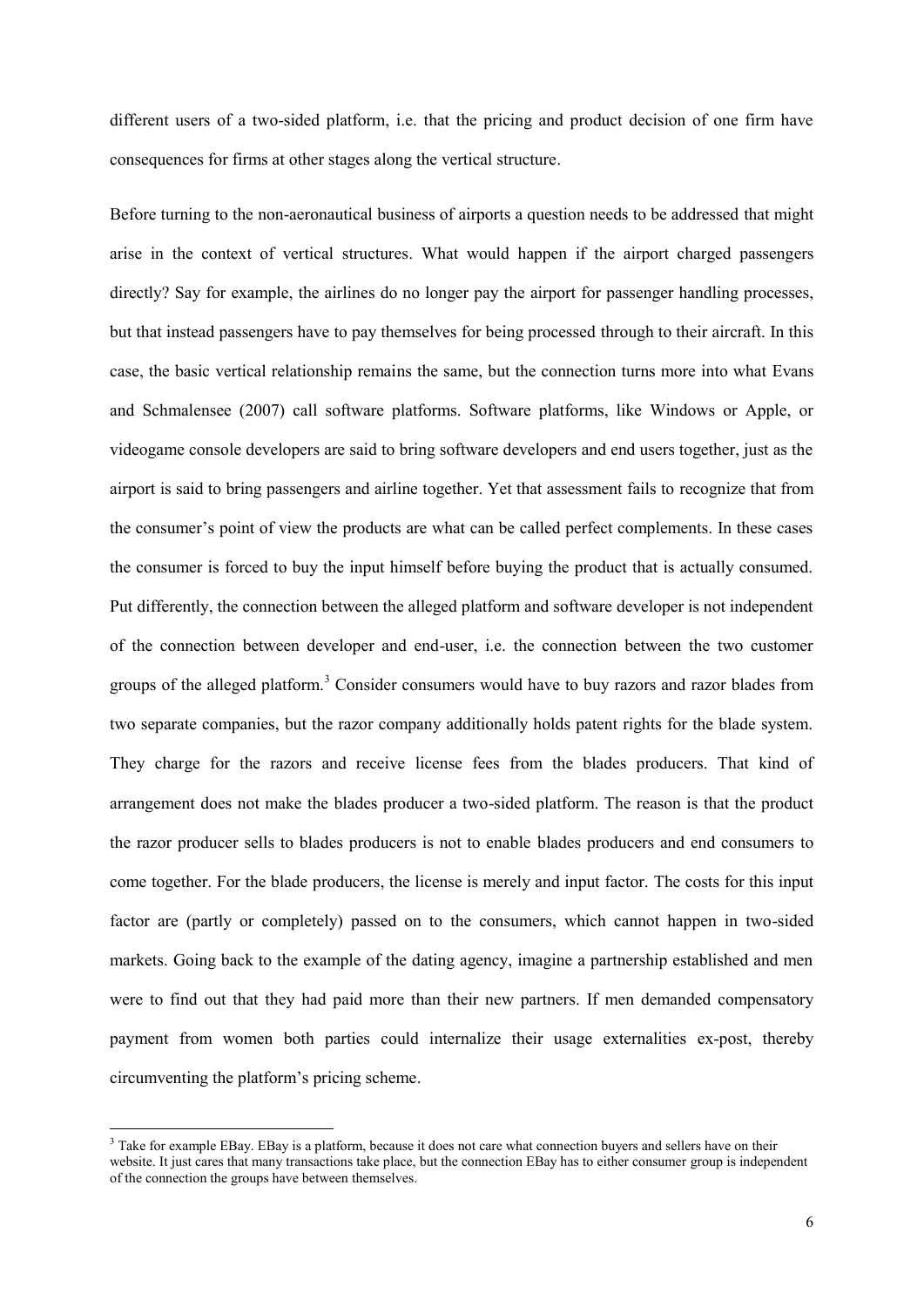different users of a two-sided platform, i.e. that the pricing and product decision of one firm have consequences for firms at other stages along the vertical structure.

Before turning to the non-aeronautical business of airports a question needs to be addressed that might arise in the context of vertical structures. What would happen if the airport charged passengers directly? Say for example, the airlines do no longer pay the airport for passenger handling processes, but that instead passengers have to pay themselves for being processed through to their aircraft. In this case, the basic vertical relationship remains the same, but the connection turns more into what Evans and Schmalensee (2007) call software platforms. Software platforms, like Windows or Apple, or videogame console developers are said to bring software developers and end users together, just as the airport is said to bring passengers and airline together. Yet that assessment fails to recognize that from the consumer's point of view the products are what can be called perfect complements. In these cases the consumer is forced to buy the input himself before buying the product that is actually consumed. Put differently, the connection between the alleged platform and software developer is not independent of the connection between developer and end-user, i.e. the connection between the two customer groups of the alleged platform.[3] Consider consumers would have to buy razors and razor blades from two separate companies, but the razor company additionally holds patent rights for the blade system. They charge for the razors and receive license fees from the blades producers. That kind of arrangement does not make the blades producer a two-sided platform. The reason is that the product the razor producer sells to blades producers is not to enable blades producers and end consumers to come together. For the blade producers, the license is merely and input factor. The costs for this input factor are (partly or completely) passed on to the consumers, which cannot happen in two-sided markets. Going back to the example of the dating agency, imagine a partnership established and men were to find out that they had paid more than their new partners. If men demanded compensatory payment from women both parties could internalize their usage externalities ex-post, thereby circumventing the platform's pricing scheme.

---

[3] Take for example EBay. EBay is a platform, because it does not care what connection buyers and sellers have on their website. It just cares that many transactions take place, but the connection EBay has to either consumer group is independent of the connection the groups have between themselves.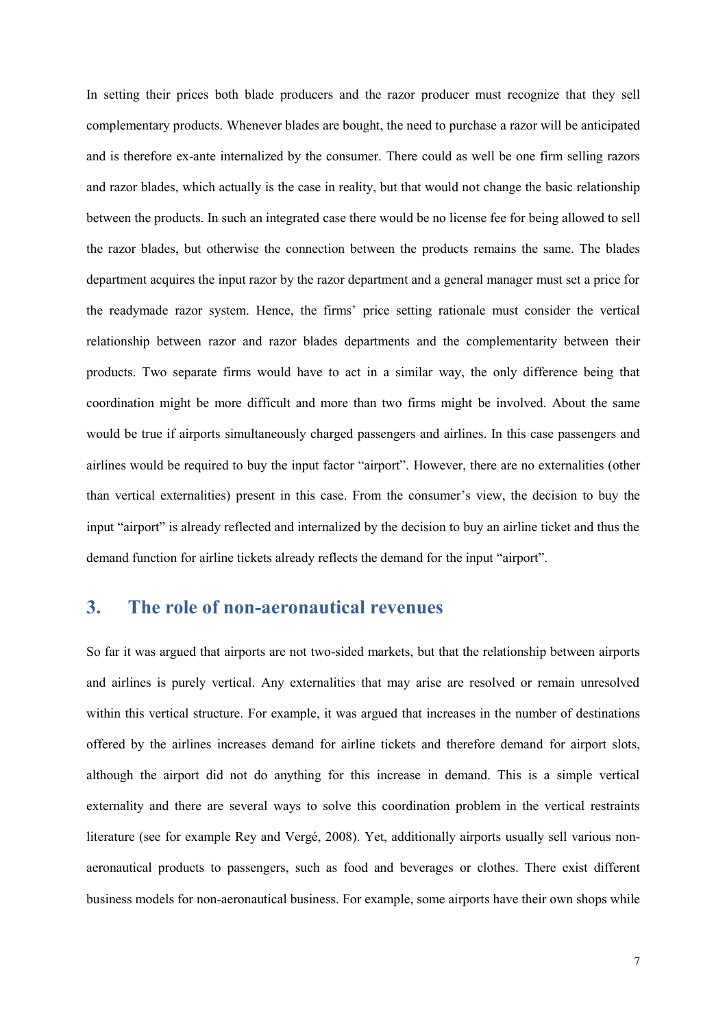In setting their prices both blade producers and the razor producer must recognize that they sell complementary products. Whenever blades are bought, the need to purchase a razor will be anticipated and is therefore ex-ante internalized by the consumer. There could as well be one firm selling razors and razor blades, which actually is the case in reality, but that would not change the basic relationship between the products. In such an integrated case there would be no license fee for being allowed to sell the razor blades, but otherwise the connection between the products remains the same. The blades department acquires the input razor by the razor department and a general manager must set a price for the readymade razor system. Hence, the firms' price setting rationale must consider the vertical relationship between razor and razor blades departments and the complementarity between their products. Two separate firms would have to act in a similar way, the only difference being that coordination might be more difficult and more than two firms might be involved. About the same would be true if airports simultaneously charged passengers and airlines. In this case passengers and airlines would be required to buy the input factor "airport". However, there are no externalities (other than vertical externalities) present in this case. From the consumer's view, the decision to buy the input "airport" is already reflected and internalized by the decision to buy an airline ticket and thus the demand function for airline tickets already reflects the demand for the input "airport".

## 3. The role of non-aeronautical revenues

So far it was argued that airports are not two-sided markets, but that the relationship between airports and airlines is purely vertical. Any externalities that may arise are resolved or remain unresolved within this vertical structure. For example, it was argued that increases in the number of destinations offered by the airlines increases demand for airline tickets and therefore demand for airport slots, although the airport did not do anything for this increase in demand. This is a simple vertical externality and there are several ways to solve this coordination problem in the vertical restraints literature (see for example Rey and Vergé, 2008). Yet, additionally airports usually sell various non-aeronautical products to passengers, such as food and beverages or clothes. There exist different business models for non-aeronautical business. For example, some airports have their own shops while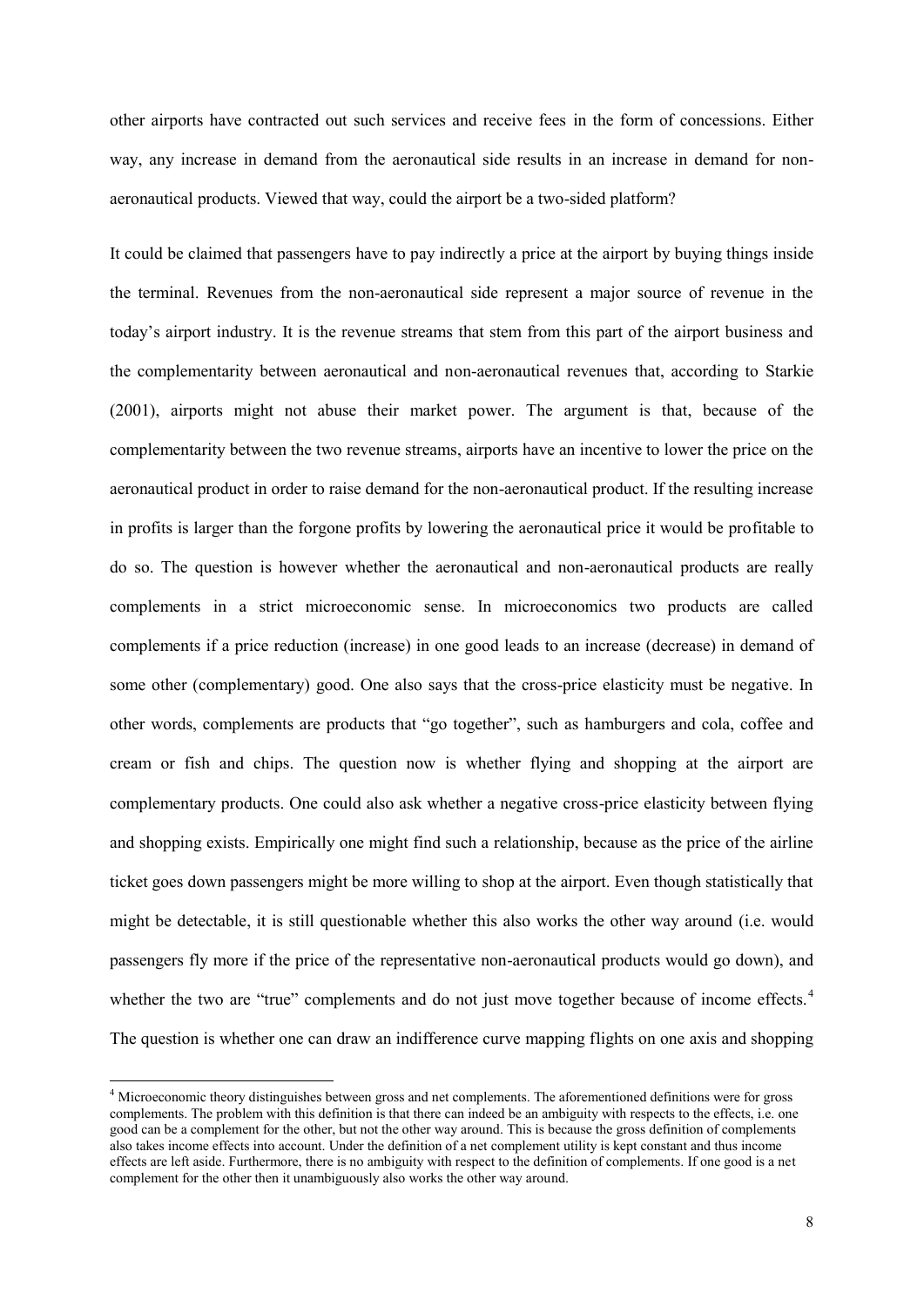other airports have contracted out such services and receive fees in the form of concessions. Either way, any increase in demand from the aeronautical side results in an increase in demand for non-aeronautical products. Viewed that way, could the airport be a two-sided platform?

It could be claimed that passengers have to pay indirectly a price at the airport by buying things inside the terminal. Revenues from the non-aeronautical side represent a major source of revenue in the today's airport industry. It is the revenue streams that stem from this part of the airport business and the complementarity between aeronautical and non-aeronautical revenues that, according to Starkie (2001), airports might not abuse their market power. The argument is that, because of the complementarity between the two revenue streams, airports have an incentive to lower the price on the aeronautical product in order to raise demand for the non-aeronautical product. If the resulting increase in profits is larger than the forgone profits by lowering the aeronautical price it would be profitable to do so. The question is however whether the aeronautical and non-aeronautical products are really complements in a strict microeconomic sense. In microeconomics two products are called complements if a price reduction (increase) in one good leads to an increase (decrease) in demand of some other (complementary) good. One also says that the cross-price elasticity must be negative. In other words, complements are products that "go together", such as hamburgers and cola, coffee and cream or fish and chips. The question now is whether flying and shopping at the airport are complementary products. One could also ask whether a negative cross-price elasticity between flying and shopping exists. Empirically one might find such a relationship, because as the price of the airline ticket goes down passengers might be more willing to shop at the airport. Even though statistically that might be detectable, it is still questionable whether this also works the other way around (i.e. would passengers fly more if the price of the representative non-aeronautical products would go down), and whether the two are "true" complements and do not just move together because of income effects.[4] The question is whether one can draw an indifference curve mapping flights on one axis and shopping

[4] Microeconomic theory distinguishes between gross and net complements. The aforementioned definitions were for gross complements. The problem with this definition is that there can indeed be an ambiguity with respects to the effects, i.e. one good can be a complement for the other, but not the other way around. This is because the gross definition of complements also takes income effects into account. Under the definition of a net complement utility is kept constant and thus income effects are left aside. Furthermore, there is no ambiguity with respect to the definition of complements. If one good is a net complement for the other then it unambiguously also works the other way around.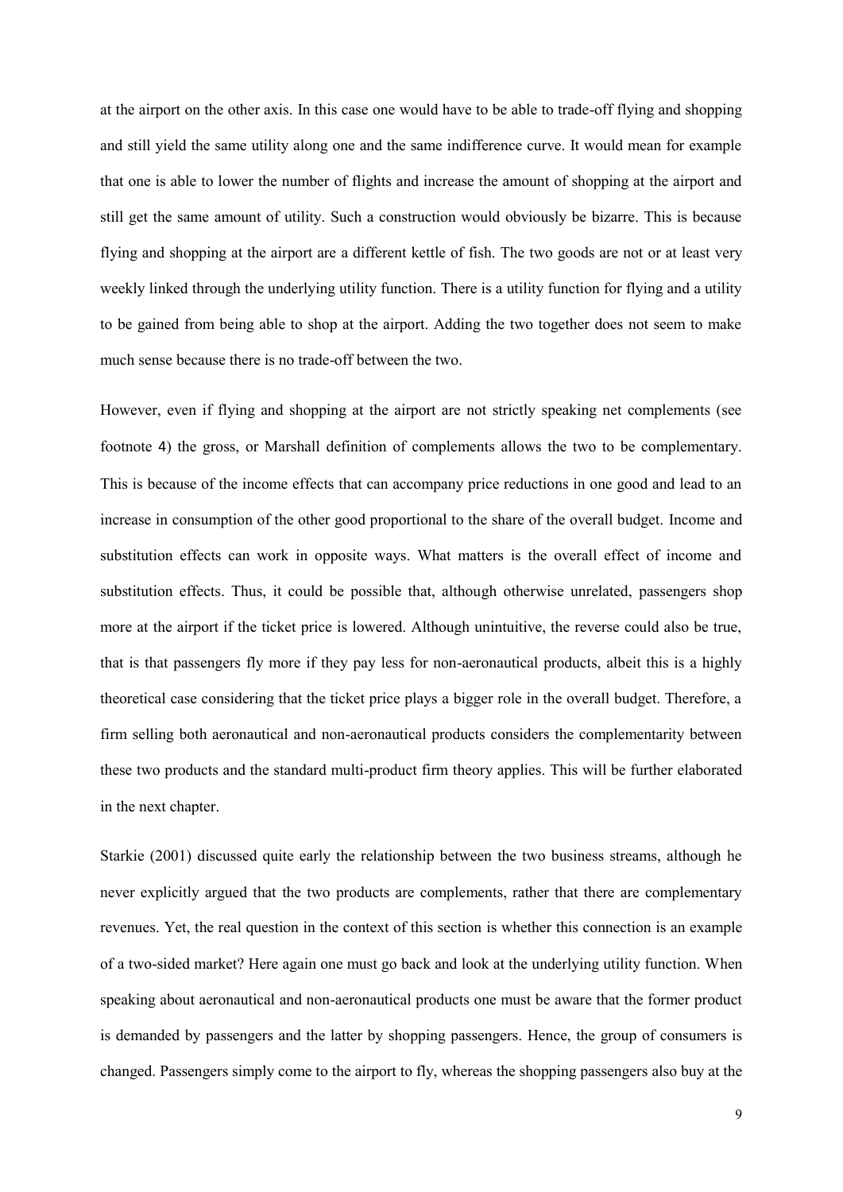at the airport on the other axis. In this case one would have to be able to trade-off flying and shopping and still yield the same utility along one and the same indifference curve. It would mean for example that one is able to lower the number of flights and increase the amount of shopping at the airport and still get the same amount of utility. Such a construction would obviously be bizarre. This is because flying and shopping at the airport are a different kettle of fish. The two goods are not or at least very weekly linked through the underlying utility function. There is a utility function for flying and a utility to be gained from being able to shop at the airport. Adding the two together does not seem to make much sense because there is no trade-off between the two.

However, even if flying and shopping at the airport are not strictly speaking net complements (see footnote 4) the gross, or Marshall definition of complements allows the two to be complementary. This is because of the income effects that can accompany price reductions in one good and lead to an increase in consumption of the other good proportional to the share of the overall budget. Income and substitution effects can work in opposite ways. What matters is the overall effect of income and substitution effects. Thus, it could be possible that, although otherwise unrelated, passengers shop more at the airport if the ticket price is lowered. Although unintuitive, the reverse could also be true, that is that passengers fly more if they pay less for non-aeronautical products, albeit this is a highly theoretical case considering that the ticket price plays a bigger role in the overall budget. Therefore, a firm selling both aeronautical and non-aeronautical products considers the complementarity between these two products and the standard multi-product firm theory applies. This will be further elaborated in the next chapter.

Starkie (2001) discussed quite early the relationship between the two business streams, although he never explicitly argued that the two products are complements, rather that there are complementary revenues. Yet, the real question in the context of this section is whether this connection is an example of a two-sided market? Here again one must go back and look at the underlying utility function. When speaking about aeronautical and non-aeronautical products one must be aware that the former product is demanded by passengers and the latter by shopping passengers. Hence, the group of consumers is changed. Passengers simply come to the airport to fly, whereas the shopping passengers also buy at the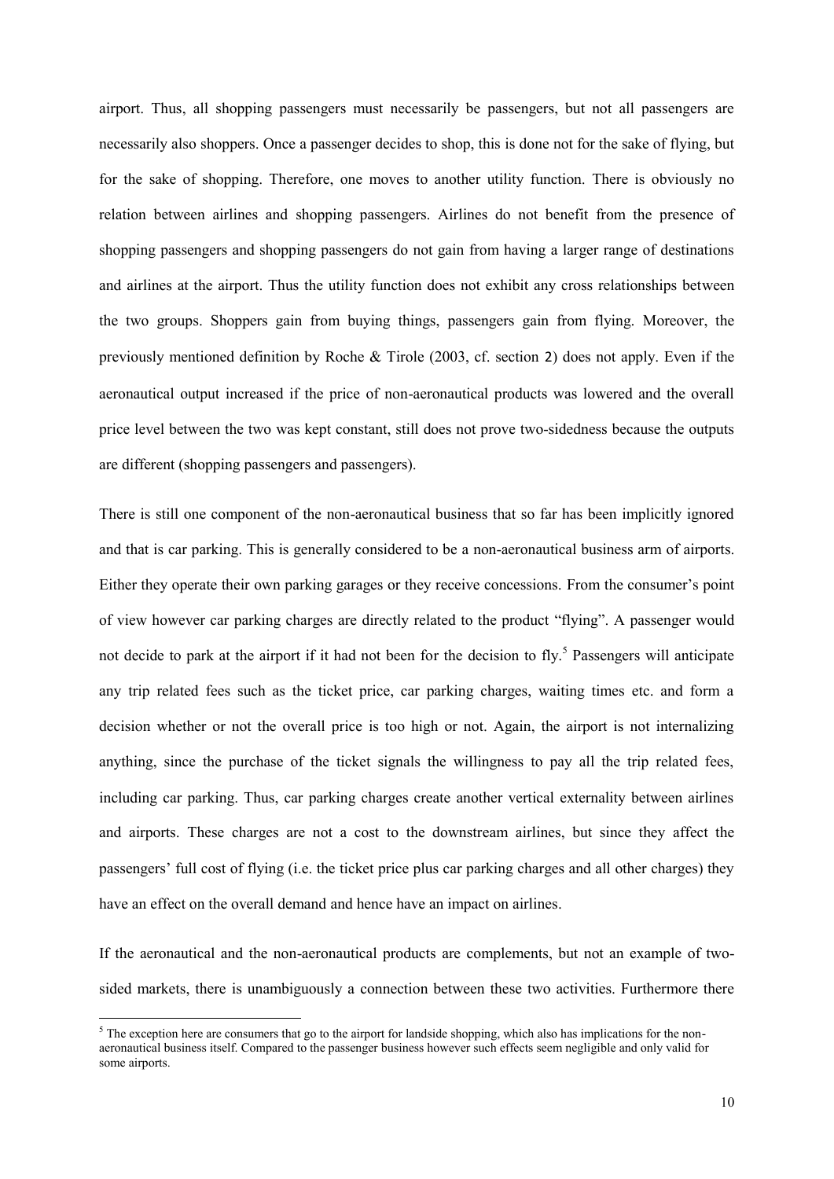airport. Thus, all shopping passengers must necessarily be passengers, but not all passengers are necessarily also shoppers. Once a passenger decides to shop, this is done not for the sake of flying, but for the sake of shopping. Therefore, one moves to another utility function. There is obviously no relation between airlines and shopping passengers. Airlines do not benefit from the presence of shopping passengers and shopping passengers do not gain from having a larger range of destinations and airlines at the airport. Thus the utility function does not exhibit any cross relationships between the two groups. Shoppers gain from buying things, passengers gain from flying. Moreover, the previously mentioned definition by Roche & Tirole (2003, cf. section 2) does not apply. Even if the aeronautical output increased if the price of non-aeronautical products was lowered and the overall price level between the two was kept constant, still does not prove two-sidedness because the outputs are different (shopping passengers and passengers).

There is still one component of the non-aeronautical business that so far has been implicitly ignored and that is car parking. This is generally considered to be a non-aeronautical business arm of airports. Either they operate their own parking garages or they receive concessions. From the consumer's point of view however car parking charges are directly related to the product "flying". A passenger would not decide to park at the airport if it had not been for the decision to fly.[5] Passengers will anticipate any trip related fees such as the ticket price, car parking charges, waiting times etc. and form a decision whether or not the overall price is too high or not. Again, the airport is not internalizing anything, since the purchase of the ticket signals the willingness to pay all the trip related fees, including car parking. Thus, car parking charges create another vertical externality between airlines and airports. These charges are not a cost to the downstream airlines, but since they affect the passengers' full cost of flying (i.e. the ticket price plus car parking charges and all other charges) they have an effect on the overall demand and hence have an impact on airlines.

If the aeronautical and the non-aeronautical products are complements, but not an example of two-sided markets, there is unambiguously a connection between these two activities. Furthermore there

[5] The exception here are consumers that go to the airport for landside shopping, which also has implications for the non-aeronautical business itself. Compared to the passenger business however such effects seem negligible and only valid for some airports.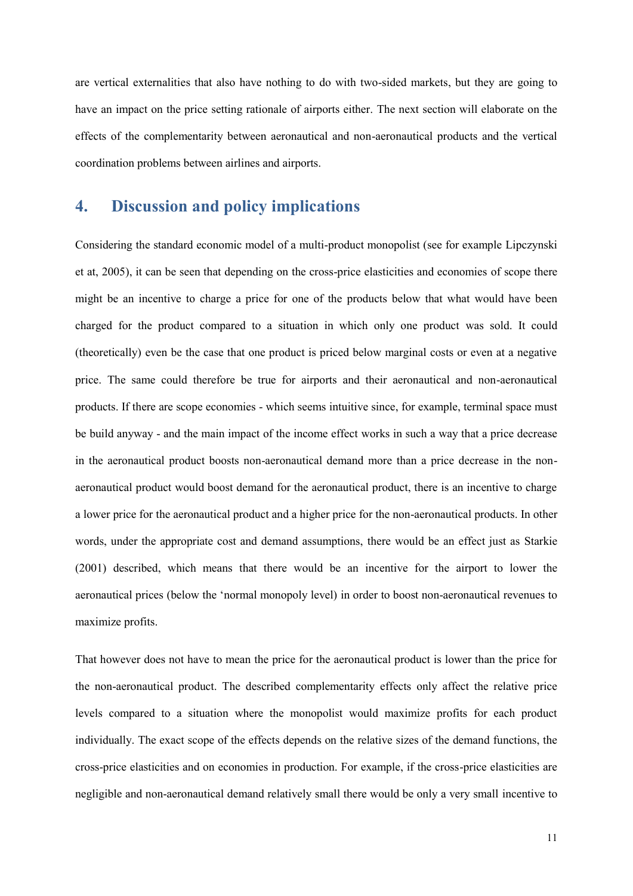are vertical externalities that also have nothing to do with two-sided markets, but they are going to have an impact on the price setting rationale of airports either. The next section will elaborate on the effects of the complementarity between aeronautical and non-aeronautical products and the vertical coordination problems between airlines and airports.

## 4. Discussion and policy implications

Considering the standard economic model of a multi-product monopolist (see for example Lipczynski et at, 2005), it can be seen that depending on the cross-price elasticities and economies of scope there might be an incentive to charge a price for one of the products below that what would have been charged for the product compared to a situation in which only one product was sold. It could (theoretically) even be the case that one product is priced below marginal costs or even at a negative price. The same could therefore be true for airports and their aeronautical and non-aeronautical products. If there are scope economies - which seems intuitive since, for example, terminal space must be build anyway - and the main impact of the income effect works in such a way that a price decrease in the aeronautical product boosts non-aeronautical demand more than a price decrease in the non-aeronautical product would boost demand for the aeronautical product, there is an incentive to charge a lower price for the aeronautical product and a higher price for the non-aeronautical products. In other words, under the appropriate cost and demand assumptions, there would be an effect just as Starkie (2001) described, which means that there would be an incentive for the airport to lower the aeronautical prices (below the 'normal monopoly level) in order to boost non-aeronautical revenues to maximize profits.

That however does not have to mean the price for the aeronautical product is lower than the price for the non-aeronautical product. The described complementarity effects only affect the relative price levels compared to a situation where the monopolist would maximize profits for each product individually. The exact scope of the effects depends on the relative sizes of the demand functions, the cross-price elasticities and on economies in production. For example, if the cross-price elasticities are negligible and non-aeronautical demand relatively small there would be only a very small incentive to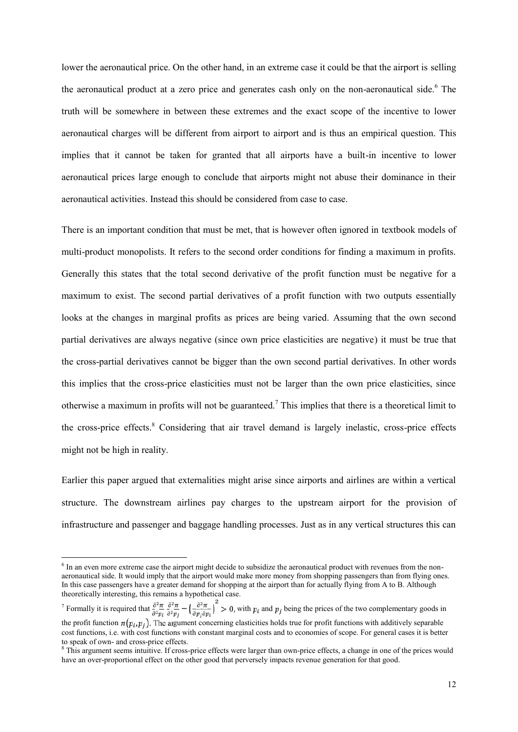lower the aeronautical price. On the other hand, in an extreme case it could be that the airport is selling the aeronautical product at a zero price and generates cash only on the non-aeronautical side.[6] The truth will be somewhere in between these extremes and the exact scope of the incentive to lower aeronautical charges will be different from airport to airport and is thus an empirical question. This implies that it cannot be taken for granted that all airports have a built-in incentive to lower aeronautical prices large enough to conclude that airports might not abuse their dominance in their aeronautical activities. Instead this should be considered from case to case.

There is an important condition that must be met, that is however often ignored in textbook models of multi-product monopolists. It refers to the second order conditions for finding a maximum in profits. Generally this states that the total second derivative of the profit function must be negative for a maximum to exist. The second partial derivatives of a profit function with two outputs essentially looks at the changes in marginal profits as prices are being varied. Assuming that the own second partial derivatives are always negative (since own price elasticities are negative) it must be true that the cross-partial derivatives cannot be bigger than the own second partial derivatives. In other words this implies that the cross-price elasticities must not be larger than the own price elasticities, since otherwise a maximum in profits will not be guaranteed.[7] This implies that there is a theoretical limit to the cross-price effects.[8] Considering that air travel demand is largely inelastic, cross-price effects might not be high in reality.

Earlier this paper argued that externalities might arise since airports and airlines are within a vertical structure. The downstream airlines pay charges to the upstream airport for the provision of infrastructure and passenger and baggage handling processes. Just as in any vertical structures this can

---

[6] In an even more extreme case the airport might decide to subsidize the aeronautical product with revenues from the non-aeronautical side. It would imply that the airport would make more money from shopping passengers than from flying ones. In this case passengers have a greater demand for shopping at the airport than for actually flying from A to B. Although theoretically interesting, this remains a hypothetical case.

[7] Formally it is required that $\frac{\partial^2 \pi}{\partial^2 p_i} \frac{\partial^2 \pi}{\partial^2 p_j} - \left(\frac{\partial^2 \pi}{\partial p_j \partial p_i}\right)^2 > 0$, with $p_i$ and $p_j$ being the prices of the two complementary goods in the profit function $\pi(p_i, p_j)$. The argument concerning elasticities holds true for profit functions with additively separable cost functions, i.e. with cost functions with constant marginal costs and to economies of scope. For general cases it is better to speak of own- and cross-price effects.

[8] This argument seems intuitive. If cross-price effects were larger than own-price effects, a change in one of the prices would have an over-proportional effect on the other good that perversely impacts revenue generation for that good.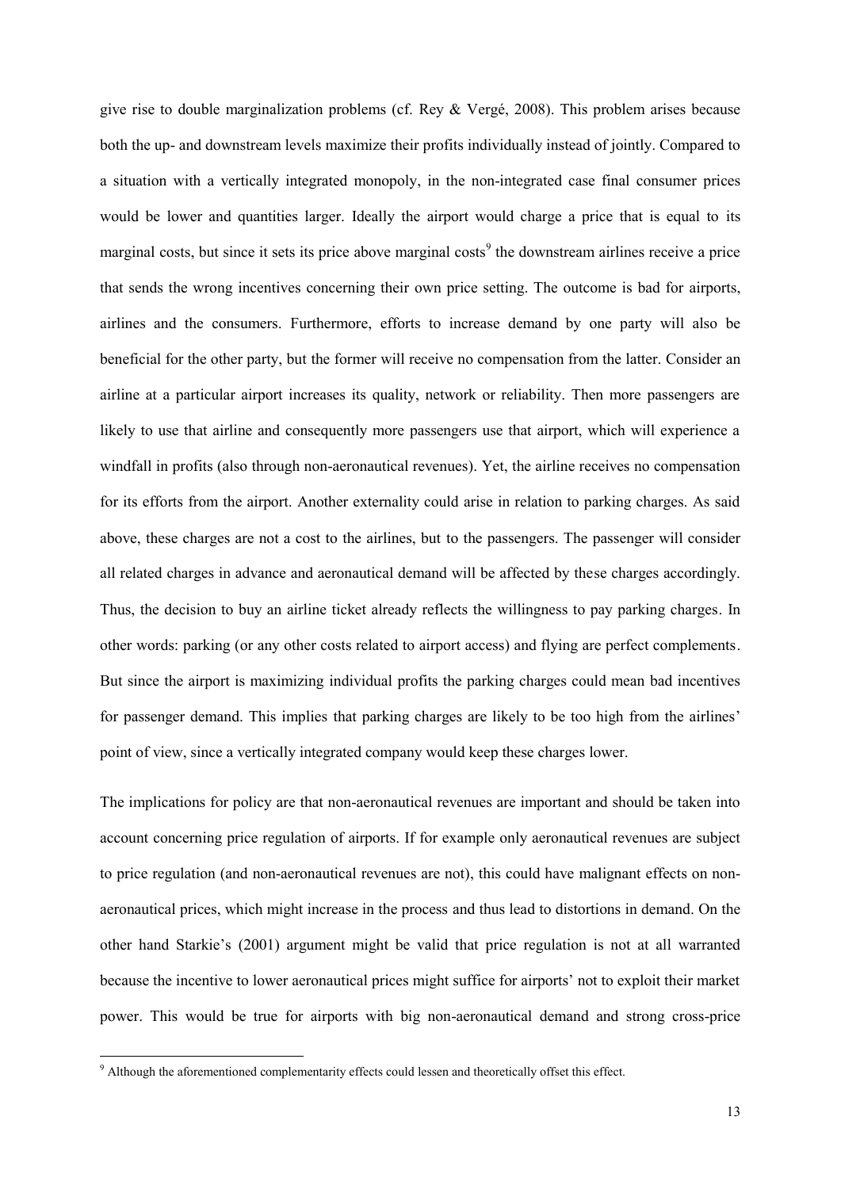give rise to double marginalization problems (cf. Rey & Vergé, 2008). This problem arises because both the up- and downstream levels maximize their profits individually instead of jointly. Compared to a situation with a vertically integrated monopoly, in the non-integrated case final consumer prices would be lower and quantities larger. Ideally the airport would charge a price that is equal to its marginal costs, but since it sets its price above marginal costs[9] the downstream airlines receive a price that sends the wrong incentives concerning their own price setting. The outcome is bad for airports, airlines and the consumers. Furthermore, efforts to increase demand by one party will also be beneficial for the other party, but the former will receive no compensation from the latter. Consider an airline at a particular airport increases its quality, network or reliability. Then more passengers are likely to use that airline and consequently more passengers use that airport, which will experience a windfall in profits (also through non-aeronautical revenues). Yet, the airline receives no compensation for its efforts from the airport. Another externality could arise in relation to parking charges. As said above, these charges are not a cost to the airlines, but to the passengers. The passenger will consider all related charges in advance and aeronautical demand will be affected by these charges accordingly. Thus, the decision to buy an airline ticket already reflects the willingness to pay parking charges. In other words: parking (or any other costs related to airport access) and flying are perfect complements. But since the airport is maximizing individual profits the parking charges could mean bad incentives for passenger demand. This implies that parking charges are likely to be too high from the airlines' point of view, since a vertically integrated company would keep these charges lower.

The implications for policy are that non-aeronautical revenues are important and should be taken into account concerning price regulation of airports. If for example only aeronautical revenues are subject to price regulation (and non-aeronautical revenues are not), this could have malignant effects on non-aeronautical prices, which might increase in the process and thus lead to distortions in demand. On the other hand Starkie's (2001) argument might be valid that price regulation is not at all warranted because the incentive to lower aeronautical prices might suffice for airports' not to exploit their market power. This would be true for airports with big non-aeronautical demand and strong cross-price

[9] Although the aforementioned complementarity effects could lessen and theoretically offset this effect.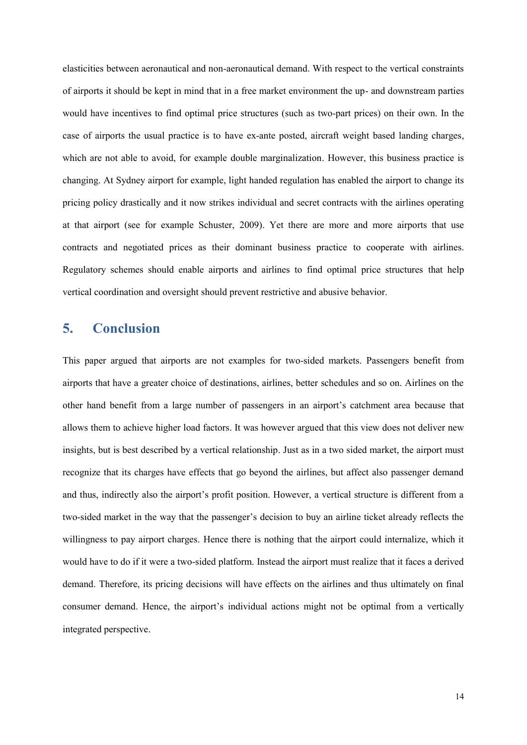elasticities between aeronautical and non-aeronautical demand. With respect to the vertical constraints of airports it should be kept in mind that in a free market environment the up- and downstream parties would have incentives to find optimal price structures (such as two-part prices) on their own. In the case of airports the usual practice is to have ex-ante posted, aircraft weight based landing charges, which are not able to avoid, for example double marginalization. However, this business practice is changing. At Sydney airport for example, light handed regulation has enabled the airport to change its pricing policy drastically and it now strikes individual and secret contracts with the airlines operating at that airport (see for example Schuster, 2009). Yet there are more and more airports that use contracts and negotiated prices as their dominant business practice to cooperate with airlines. Regulatory schemes should enable airports and airlines to find optimal price structures that help vertical coordination and oversight should prevent restrictive and abusive behavior.

## 5. Conclusion

This paper argued that airports are not examples for two-sided markets. Passengers benefit from airports that have a greater choice of destinations, airlines, better schedules and so on. Airlines on the other hand benefit from a large number of passengers in an airport's catchment area because that allows them to achieve higher load factors. It was however argued that this view does not deliver new insights, but is best described by a vertical relationship. Just as in a two sided market, the airport must recognize that its charges have effects that go beyond the airlines, but affect also passenger demand and thus, indirectly also the airport's profit position. However, a vertical structure is different from a two-sided market in the way that the passenger's decision to buy an airline ticket already reflects the willingness to pay airport charges. Hence there is nothing that the airport could internalize, which it would have to do if it were a two-sided platform. Instead the airport must realize that it faces a derived demand. Therefore, its pricing decisions will have effects on the airlines and thus ultimately on final consumer demand. Hence, the airport's individual actions might not be optimal from a vertically integrated perspective.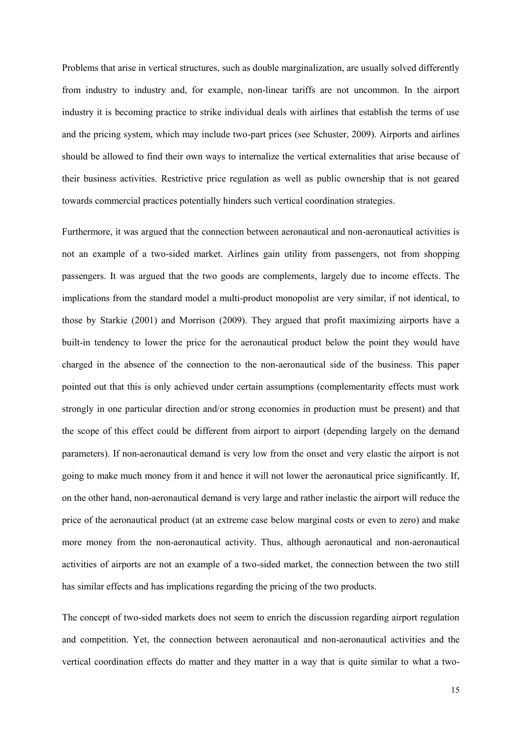Problems that arise in vertical structures, such as double marginalization, are usually solved differently from industry to industry and, for example, non-linear tariffs are not uncommon. In the airport industry it is becoming practice to strike individual deals with airlines that establish the terms of use and the pricing system, which may include two-part prices (see Schuster, 2009). Airports and airlines should be allowed to find their own ways to internalize the vertical externalities that arise because of their business activities. Restrictive price regulation as well as public ownership that is not geared towards commercial practices potentially hinders such vertical coordination strategies.

Furthermore, it was argued that the connection between aeronautical and non-aeronautical activities is not an example of a two-sided market. Airlines gain utility from passengers, not from shopping passengers. It was argued that the two goods are complements, largely due to income effects. The implications from the standard model a multi-product monopolist are very similar, if not identical, to those by Starkie (2001) and Morrison (2009). They argued that profit maximizing airports have a built-in tendency to lower the price for the aeronautical product below the point they would have charged in the absence of the connection to the non-aeronautical side of the business. This paper pointed out that this is only achieved under certain assumptions (complementarity effects must work strongly in one particular direction and/or strong economies in production must be present) and that the scope of this effect could be different from airport to airport (depending largely on the demand parameters). If non-aeronautical demand is very low from the onset and very elastic the airport is not going to make much money from it and hence it will not lower the aeronautical price significantly. If, on the other hand, non-aeronautical demand is very large and rather inelastic the airport will reduce the price of the aeronautical product (at an extreme case below marginal costs or even to zero) and make more money from the non-aeronautical activity. Thus, although aeronautical and non-aeronautical activities of airports are not an example of a two-sided market, the connection between the two still has similar effects and has implications regarding the pricing of the two products.

The concept of two-sided markets does not seem to enrich the discussion regarding airport regulation and competition. Yet, the connection between aeronautical and non-aeronautical activities and the vertical coordination effects do matter and they matter in a way that is quite similar to what a two-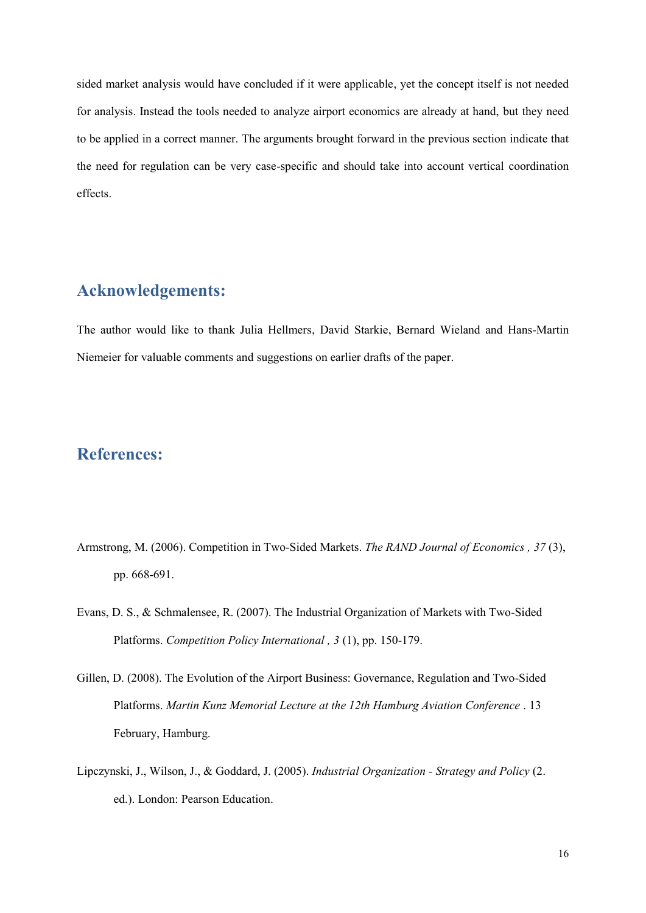sided market analysis would have concluded if it were applicable, yet the concept itself is not needed for analysis. Instead the tools needed to analyze airport economics are already at hand, but they need to be applied in a correct manner. The arguments brought forward in the previous section indicate that the need for regulation can be very case-specific and should take into account vertical coordination effects.

## Acknowledgements:

The author would like to thank Julia Hellmers, David Starkie, Bernard Wieland and Hans-Martin Niemeier for valuable comments and suggestions on earlier drafts of the paper.

## References:

Armstrong, M. (2006). Competition in Two-Sided Markets. *The RAND Journal of Economics , 37* (3), pp. 668-691.

Evans, D. S., & Schmalensee, R. (2007). The Industrial Organization of Markets with Two-Sided Platforms. *Competition Policy International , 3* (1), pp. 150-179.

Gillen, D. (2008). The Evolution of the Airport Business: Governance, Regulation and Two-Sided Platforms. *Martin Kunz Memorial Lecture at the 12th Hamburg Aviation Conference* . 13 February, Hamburg.

Lipczynski, J., Wilson, J., & Goddard, J. (2005). *Industrial Organization - Strategy and Policy* (2. ed.). London: Pearson Education.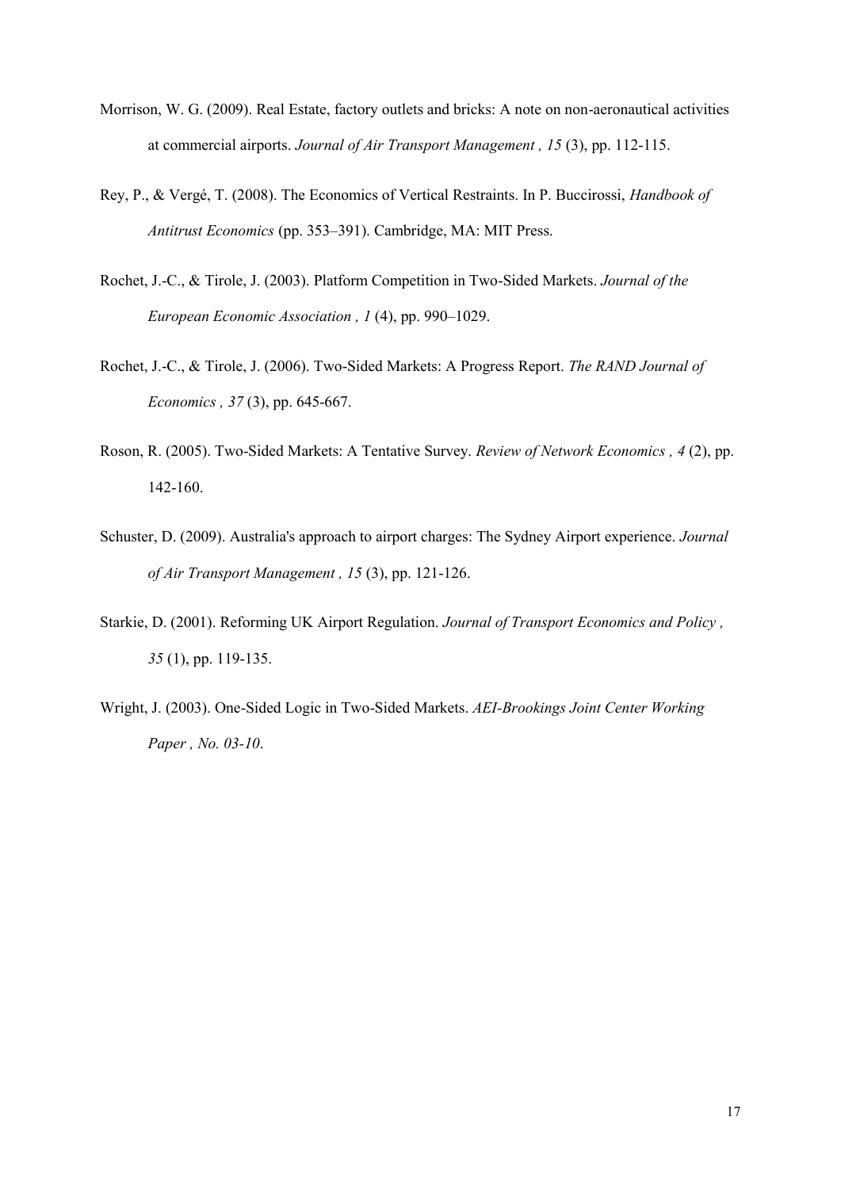Morrison, W. G. (2009). Real Estate, factory outlets and bricks: A note on non-aeronautical activities at commercial airports. *Journal of Air Transport Management , 15* (3), pp. 112-115.

Rey, P., & Vergé, T. (2008). The Economics of Vertical Restraints. In P. Buccirossi, *Handbook of Antitrust Economics* (pp. 353–391). Cambridge, MA: MIT Press.

Rochet, J.-C., & Tirole, J. (2003). Platform Competition in Two-Sided Markets. *Journal of the European Economic Association , 1* (4), pp. 990–1029.

Rochet, J.-C., & Tirole, J. (2006). Two-Sided Markets: A Progress Report. *The RAND Journal of Economics , 37* (3), pp. 645-667.

Roson, R. (2005). Two-Sided Markets: A Tentative Survey. *Review of Network Economics , 4* (2), pp. 142-160.

Schuster, D. (2009). Australia's approach to airport charges: The Sydney Airport experience. *Journal of Air Transport Management , 15* (3), pp. 121-126.

Starkie, D. (2001). Reforming UK Airport Regulation. *Journal of Transport Economics and Policy , 35* (1), pp. 119-135.

Wright, J. (2003). One-Sided Logic in Two-Sided Markets. *AEI-Brookings Joint Center Working Paper , No. 03-10*.